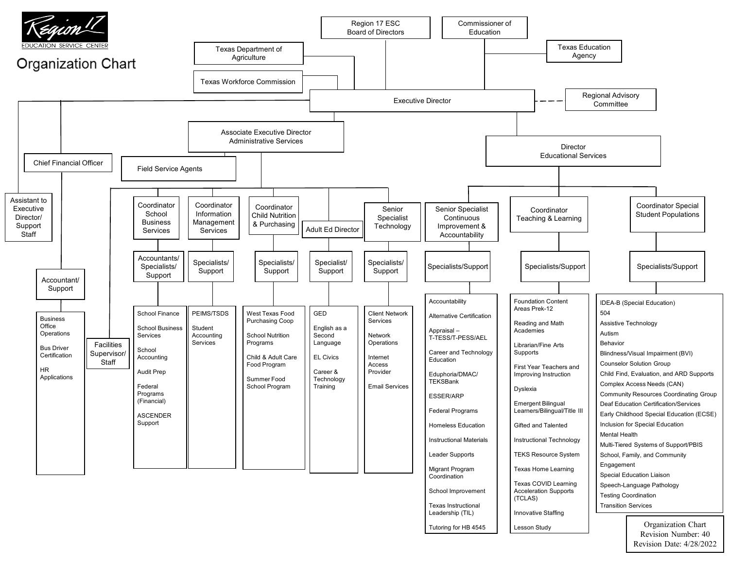# Region 17 Education Service Center

## Organization Chart

- **Region 17 ESC Board of Directors**
- **Commissioner of Education**
  - Texas Education Agency
- **Texas Department of Agriculture**
- **Texas Workforce Commission**

### Executive Director

- Regional Advisory Committee (advisory relationship)
- Assistant to Executive Director/ Support Staff
- **Chief Financial Officer**
  - Accountant/ Support
    - Business Office Operations
    - Bus Driver Certification
    - HR Applications
- **Associate Executive Director Administrative Services**
  - Field Service Agents
  - Facilities Supervisor/ Staff
  - **Coordinator School Business Services**
    - Accountants/ Specialists/ Support
      - School Finance
      - School Business Services
      - School Accounting
      - Audit Prep
      - Federal Programs (Financial)
      - ASCENDER Support
  - **Coordinator Information Management Services**
    - Specialists/ Support
      - PEIMS/TSDS
      - Student Accounting Services
  - **Coordinator Child Nutrition & Purchasing**
    - Specialists/ Support
      - West Texas Food Purchasing Coop
      - School Nutrition Programs
      - Child & Adult Care Food Program
      - Summer Food School Program
  - **Adult Ed Director**
    - Specialist/ Support
      - GED
      - English as a Second Language
      - EL Civics
      - Career & Technology Training
  - **Senior Specialist Technology**
    - Specialists/ Support
      - Client Network Services
      - Network Operations
      - Internet Access Provider
      - Email Services
- **Director Educational Services**
  - **Senior Specialist Continuous Improvement & Accountability**
    - Specialists/Support
      - Accountability
      - Alternative Certification
      - Appraisal – T-TESS/T-PESS/AEL
      - Career and Technology Education
      - Eduphoria/DMAC/ TEKSBank
      - ESSER/ARP
      - Federal Programs
      - Homeless Education
      - Instructional Materials
      - Leader Supports
      - Migrant Program Coordination
      - School Improvement
      - Texas Instructional Leadership (TIL)
      - Tutoring for HB 4545
  - **Coordinator Teaching & Learning**
    - Specialists/Support
      - Foundation Content Areas Prek-12
      - Reading and Math Academies
      - Librarian/Fine Arts Supports
      - First Year Teachers and Improving Instruction
      - Dyslexia
      - Emergent Bilingual Learners/Bilingual/Title III
      - Gifted and Talented
      - Instructional Technology
      - TEKS Resource System
      - Texas Home Learning
      - Texas COVID Learning Acceleration Supports (TCLAS)
      - Innovative Staffing
      - Lesson Study
  - **Coordinator Special Student Populations**
    - Specialists/Support
      - IDEA-B (Special Education)
      - 504
      - Assistive Technology
      - Autism
      - Behavior
      - Blindness/Visual Impairment (BVI)
      - Counselor Solution Group
      - Child Find, Evaluation, and ARD Supports
      - Complex Access Needs (CAN)
      - Community Resources Coordinating Group
      - Deaf Education Certification/Services
      - Early Childhood Special Education (ECSE)
      - Inclusion for Special Education
      - Mental Health
      - Multi-Tiered Systems of Support/PBIS
      - School, Family, and Community Engagement
      - Special Education Liaison
      - Speech-Language Pathology
      - Testing Coordination
      - Transition Services

Organization Chart
Revision Number: 40
Revision Date: 4/28/2022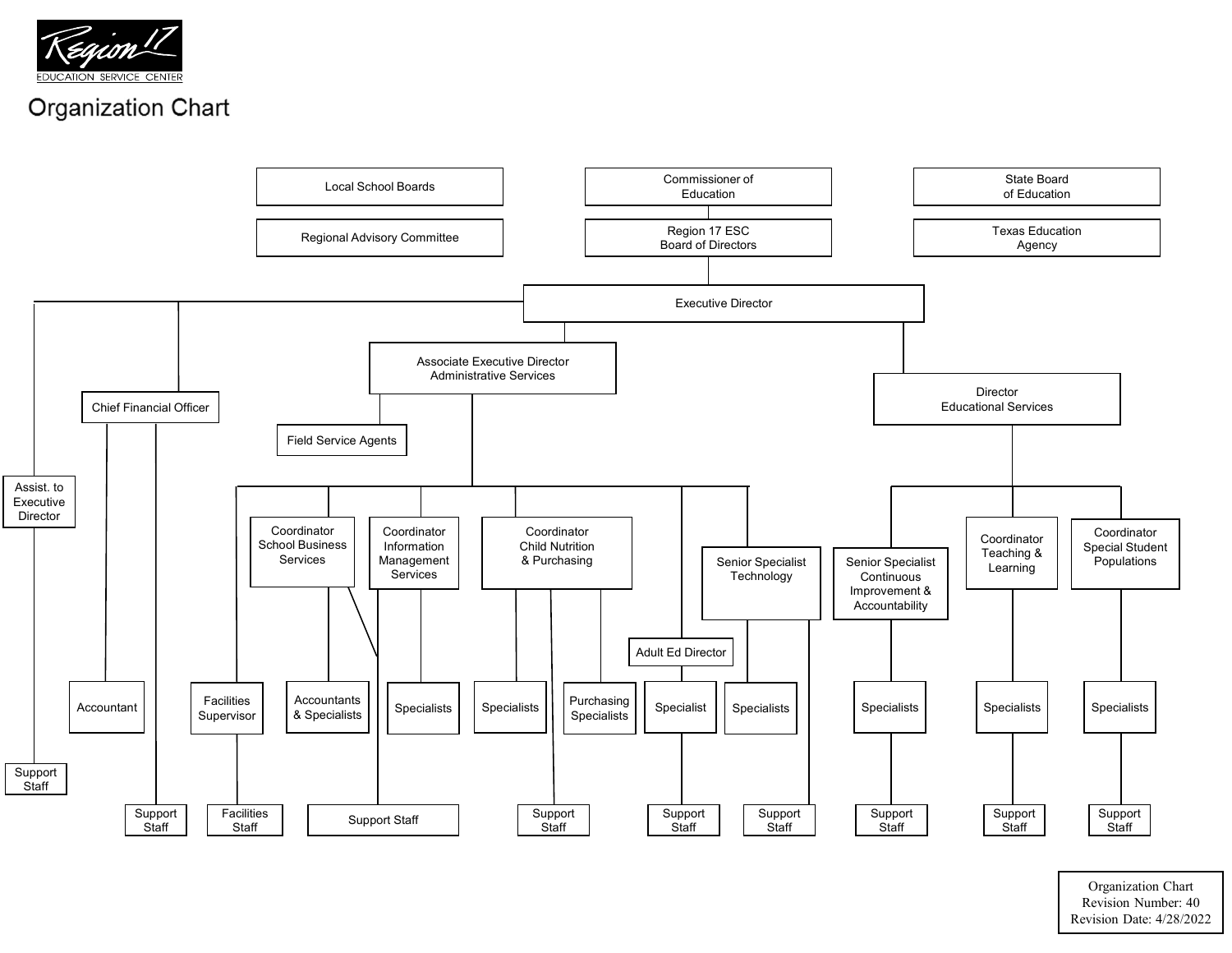Region 17 EDUCATION SERVICE CENTER

# Organization Chart

- Local School Boards
- Regional Advisory Committee
- Commissioner of Education
  - Region 17 ESC Board of Directors
    - Executive Director
      - Assist. to Executive Director
        - Support Staff
      - Chief Financial Officer
        - Accountant
        - Support Staff
      - Associate Executive Director Administrative Services
        - Field Service Agents
        - Facilities Supervisor
          - Facilities Staff
        - Coordinator School Business Services
          - Accountants & Specialists
          - Support Staff
        - Coordinator Information Management Services
          - Specialists
          - Support Staff
        - Coordinator Child Nutrition & Purchasing
          - Specialists
          - Purchasing Specialists
          - Support Staff
        - Adult Ed Director
          - Specialist
            - Support Staff
        - Senior Specialist Technology
          - Specialists
          - Support Staff
      - Director Educational Services
        - Senior Specialist Continuous Improvement & Accountability
          - Specialists
            - Support Staff
        - Coordinator Teaching & Learning
          - Specialists
            - Support Staff
        - Coordinator Special Student Populations
          - Specialists
            - Support Staff
- State Board of Education
- Texas Education Agency

Organization Chart
Revision Number: 40
Revision Date: 4/28/2022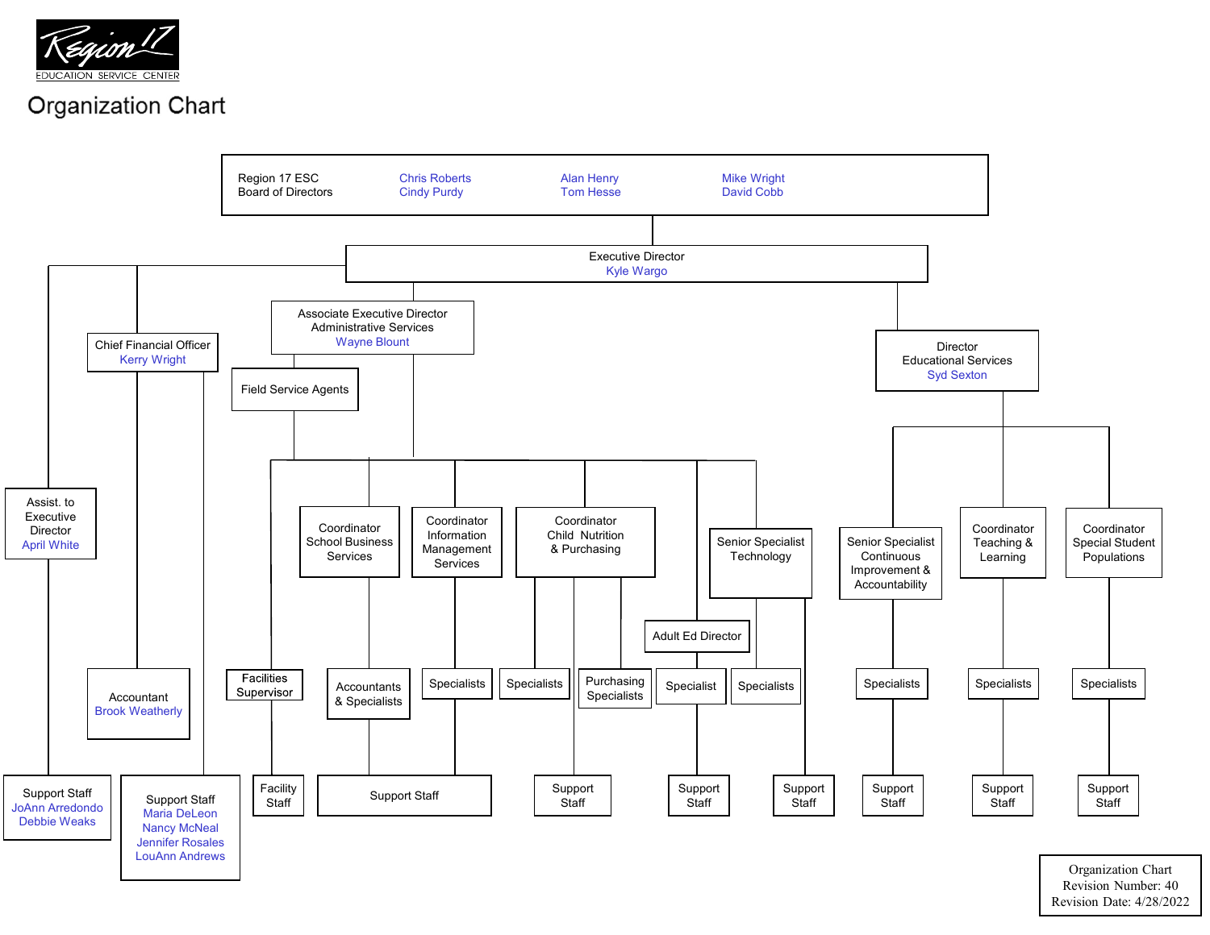Region 17 EDUCATION SERVICE CENTER

# Organization Chart

**Region 17 ESC Board of Directors**
- Chris Roberts
- Cindy Purdy
- Alan Henry
- Tom Hesse
- Mike Wright
- David Cobb

**Executive Director** — Kyle Wargo

- **Assist. to Executive Director** — April White
  - Support Staff — JoAnn Arredondo, Debbie Weaks
- **Chief Financial Officer** — Kerry Wright
  - Accountant — Brook Weatherly
  - Support Staff — Maria DeLeon, Nancy McNeal, Jennifer Rosales, LouAnn Andrews
- **Associate Executive Director Administrative Services** — Wayne Blount
  - Field Service Agents
  - Facilities Supervisor
    - Facility Staff
  - Coordinator School Business Services
    - Accountants & Specialists
    - Support Staff
  - Coordinator Information Management Services
    - Specialists
    - Support Staff
  - Coordinator Child Nutrition & Purchasing
    - Specialists
    - Purchasing Specialists
    - Support Staff
  - Adult Ed Director
    - Specialist
    - Support Staff
  - Senior Specialist Technology
    - Specialists
    - Support Staff
- **Director Educational Services** — Syd Sexton
  - Senior Specialist Continuous Improvement & Accountability
    - Specialists
    - Support Staff
  - Coordinator Teaching & Learning
    - Specialists
    - Support Staff
  - Coordinator Special Student Populations
    - Specialists
    - Support Staff

Organization Chart
Revision Number: 40
Revision Date: 4/28/2022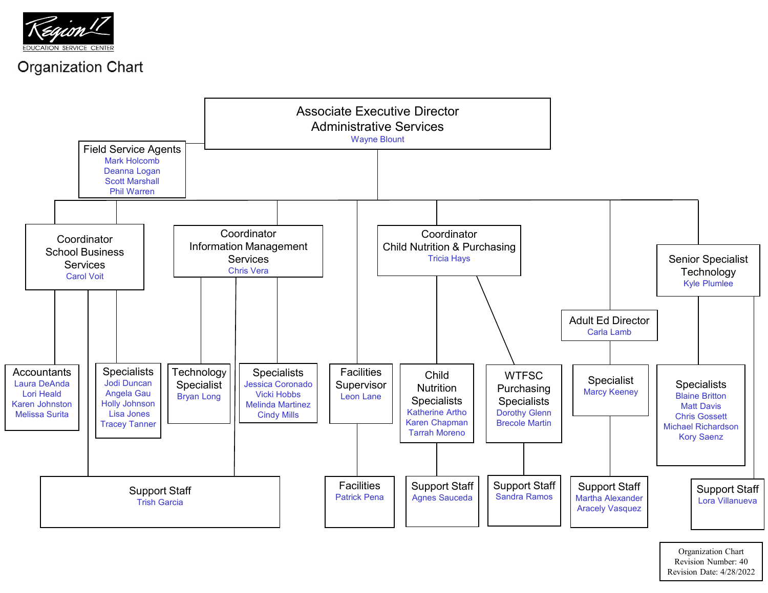Region 17 EDUCATION SERVICE CENTER

# Organization Chart

- **Associate Executive Director, Administrative Services** — Wayne Blount
  - **Field Service Agents** — Mark Holcomb, Deanna Logan, Scott Marshall, Phil Warren
  - **Coordinator, School Business Services** — Carol Voit
    - **Accountants** — Laura DeAnda, Lori Heald, Karen Johnston, Melissa Surita
    - **Specialists** — Jodi Duncan, Angela Gau, Holly Johnson, Lisa Jones, Tracey Tanner
    - **Support Staff** — Trish Garcia
  - **Coordinator, Information Management Services** — Chris Vera
    - **Technology Specialist** — Bryan Long
    - **Specialists** — Jessica Coronado, Vicki Hobbs, Melinda Martinez, Cindy Mills
    - **Support Staff** — Trish Garcia
  - **Facilities Supervisor** — Leon Lane
    - **Facilities** — Patrick Pena
  - **Coordinator, Child Nutrition & Purchasing** — Tricia Hays
    - **Child Nutrition Specialists** — Katherine Artho, Karen Chapman, Tarrah Moreno
      - **Support Staff** — Agnes Sauceda
    - **WTFSC Purchasing Specialists** — Dorothy Glenn, Brecole Martin
      - **Support Staff** — Sandra Ramos
  - **Adult Ed Director** — Carla Lamb
    - **Specialist** — Marcy Keeney
      - **Support Staff** — Martha Alexander, Aracely Vasquez
  - **Senior Specialist, Technology** — Kyle Plumlee
    - **Specialists** — Blaine Britton, Matt Davis, Chris Gossett, Michael Richardson, Kory Saenz
    - **Support Staff** — Lora Villanueva

Organization Chart
Revision Number: 40
Revision Date: 4/28/2022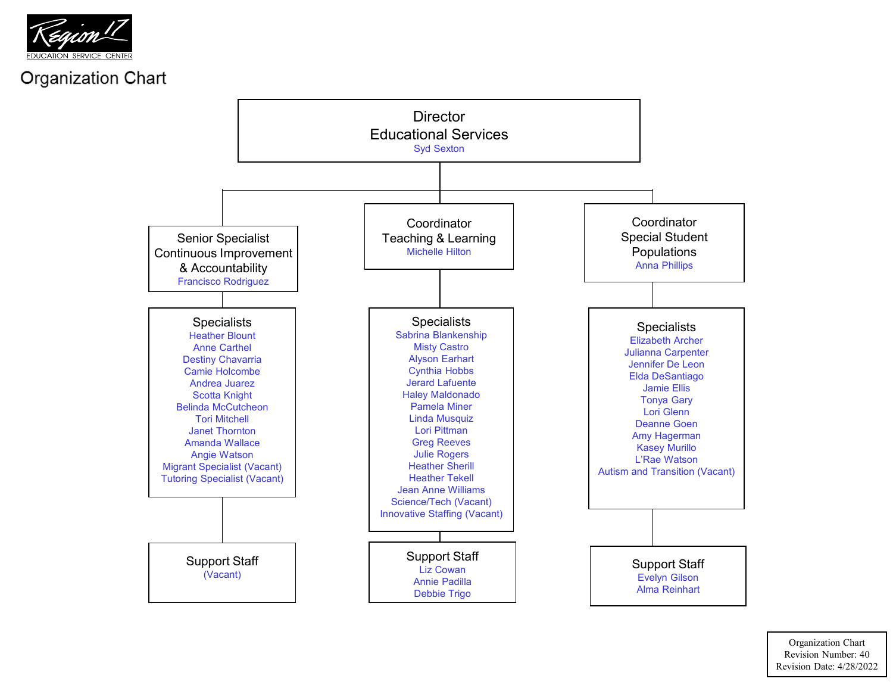Region 17

EDUCATION SERVICE CENTER

# Organization Chart

## Director
## Educational Services
Syd Sexton

### Senior Specialist Continuous Improvement & Accountability
Francisco Rodriguez

**Specialists**

- Heather Blount
- Anne Carthel
- Destiny Chavarria
- Camie Holcombe
- Andrea Juarez
- Scotta Knight
- Belinda McCutcheon
- Tori Mitchell
- Janet Thornton
- Amanda Wallace
- Angie Watson
- Migrant Specialist (Vacant)
- Tutoring Specialist (Vacant)

**Support Staff**

- (Vacant)

### Coordinator Teaching & Learning
Michelle Hilton

**Specialists**

- Sabrina Blankenship
- Misty Castro
- Alyson Earhart
- Cynthia Hobbs
- Jerard Lafuente
- Haley Maldonado
- Pamela Miner
- Linda Musquiz
- Lori Pittman
- Greg Reeves
- Julie Rogers
- Heather Sherill
- Heather Tekell
- Jean Anne Williams
- Science/Tech (Vacant)
- Innovative Staffing (Vacant)

**Support Staff**

- Liz Cowan
- Annie Padilla
- Debbie Trigo

### Coordinator Special Student Populations
Anna Phillips

**Specialists**

- Elizabeth Archer
- Julianna Carpenter
- Jennifer De Leon
- Elda DeSantiago
- Jamie Ellis
- Tonya Gary
- Lori Glenn
- Deanne Goen
- Amy Hagerman
- Kasey Murillo
- L'Rae Watson
- Autism and Transition (Vacant)

**Support Staff**

- Evelyn Gilson
- Alma Reinhart

Organization Chart
Revision Number: 40
Revision Date: 4/28/2022